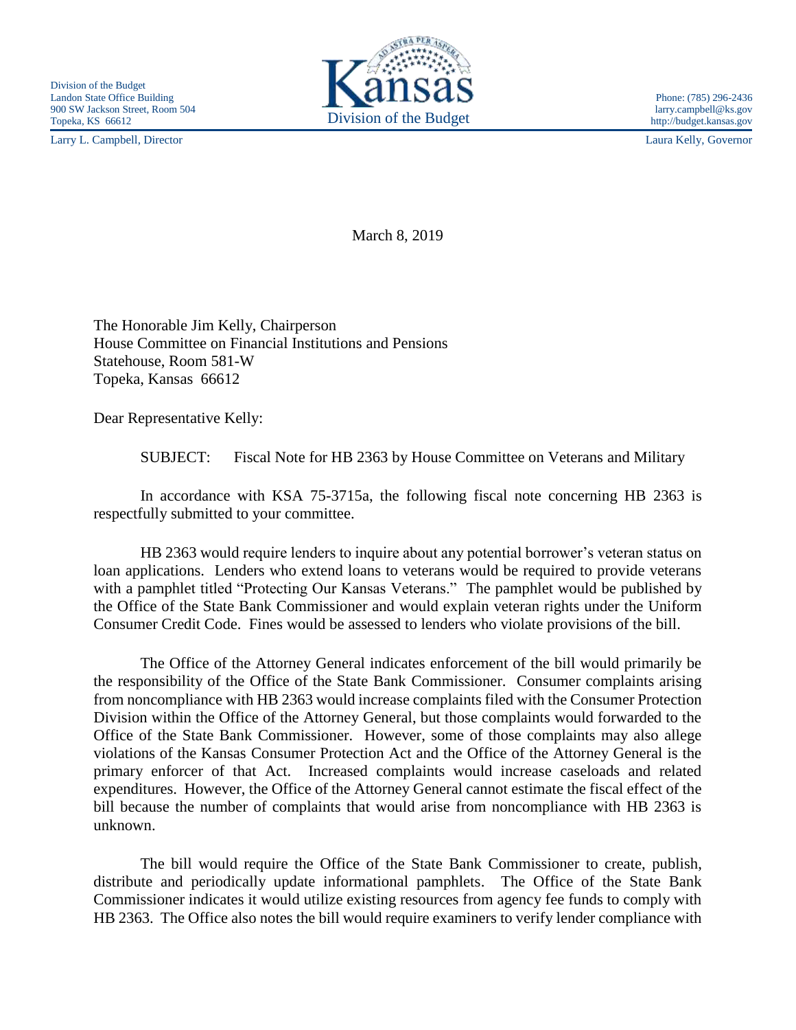Division of the Budget
Landon State Office Building
900 SW Jackson Street, Room 504
Topeka, KS 66612

Larry L. Campbell, Director

Kansas
Division of the Budget

Phone: (785) 296-2436
larry.campbell@ks.gov
http://budget.kansas.gov

Laura Kelly, Governor

March 8, 2019

The Honorable Jim Kelly, Chairperson
House Committee on Financial Institutions and Pensions
Statehouse, Room 581-W
Topeka, Kansas 66612

Dear Representative Kelly:

SUBJECT: Fiscal Note for HB 2363 by House Committee on Veterans and Military

In accordance with KSA 75-3715a, the following fiscal note concerning HB 2363 is respectfully submitted to your committee.

HB 2363 would require lenders to inquire about any potential borrower's veteran status on loan applications. Lenders who extend loans to veterans would be required to provide veterans with a pamphlet titled "Protecting Our Kansas Veterans." The pamphlet would be published by the Office of the State Bank Commissioner and would explain veteran rights under the Uniform Consumer Credit Code. Fines would be assessed to lenders who violate provisions of the bill.

The Office of the Attorney General indicates enforcement of the bill would primarily be the responsibility of the Office of the State Bank Commissioner. Consumer complaints arising from noncompliance with HB 2363 would increase complaints filed with the Consumer Protection Division within the Office of the Attorney General, but those complaints would forwarded to the Office of the State Bank Commissioner. However, some of those complaints may also allege violations of the Kansas Consumer Protection Act and the Office of the Attorney General is the primary enforcer of that Act. Increased complaints would increase caseloads and related expenditures. However, the Office of the Attorney General cannot estimate the fiscal effect of the bill because the number of complaints that would arise from noncompliance with HB 2363 is unknown.

The bill would require the Office of the State Bank Commissioner to create, publish, distribute and periodically update informational pamphlets. The Office of the State Bank Commissioner indicates it would utilize existing resources from agency fee funds to comply with HB 2363. The Office also notes the bill would require examiners to verify lender compliance with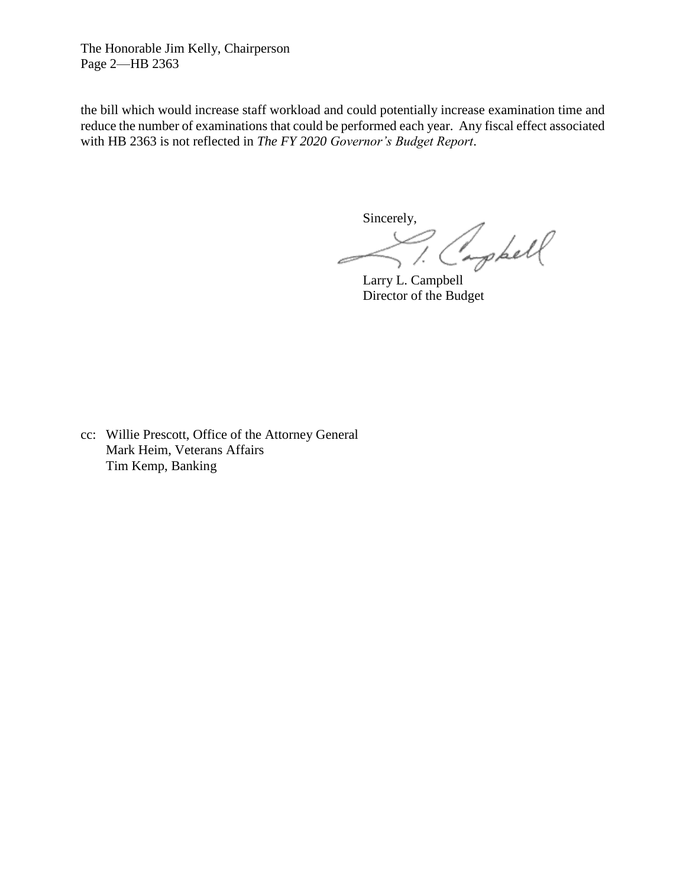the bill which would increase staff workload and could potentially increase examination time and reduce the number of examinations that could be performed each year. Any fiscal effect associated with HB 2363 is not reflected in *The FY 2020 Governor's Budget Report*.

Sincerely,

Larry L. Campbell
Director of the Budget

cc: Willie Prescott, Office of the Attorney General
Mark Heim, Veterans Affairs
Tim Kemp, Banking